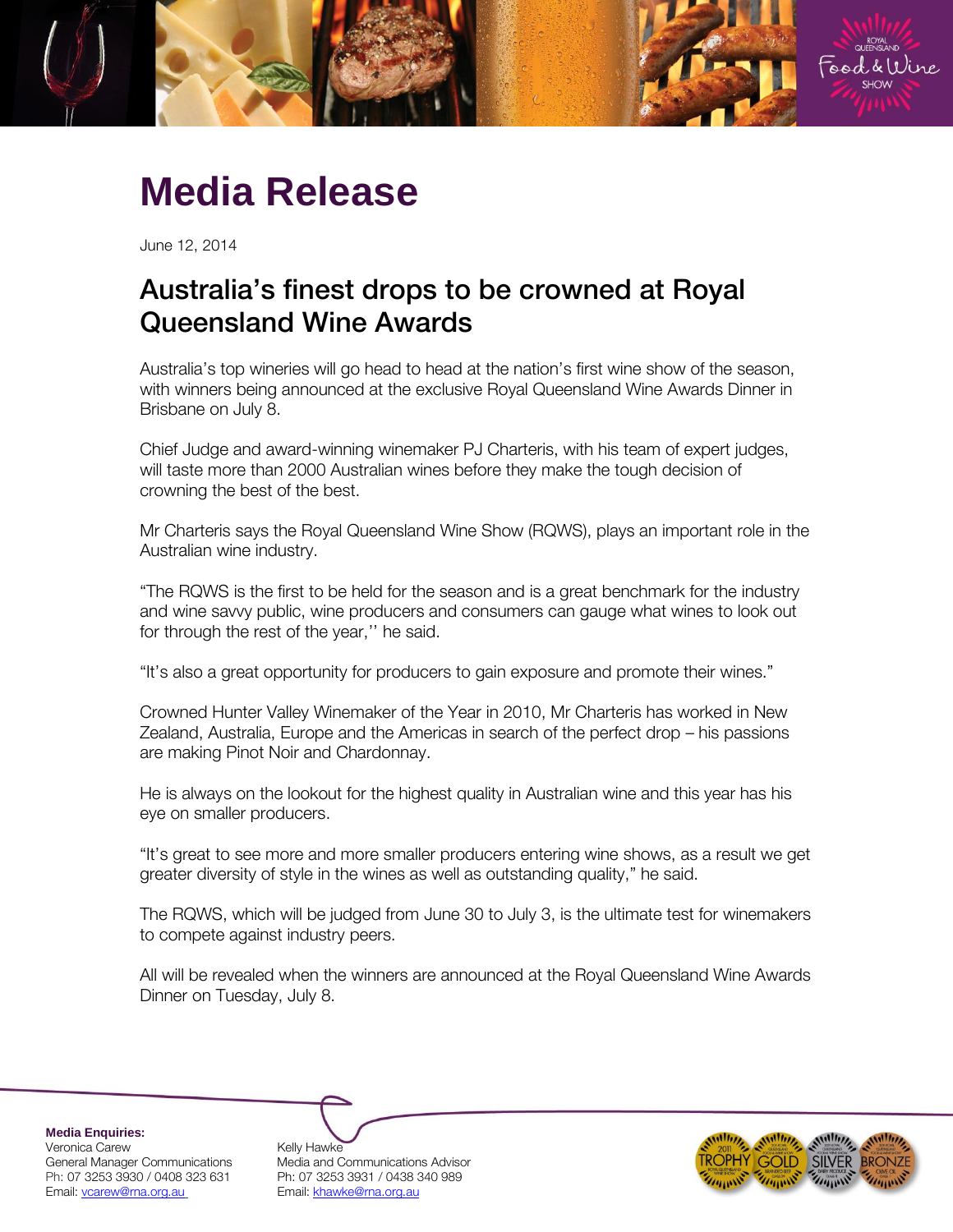# Media Release

June 12, 2014

## Australia's finest drops to be crowned at Royal Queensland Wine Awards

Australia's top wineries will go head to head at the nation's first wine show of the season, with winners being announced at the exclusive Royal Queensland Wine Awards Dinner in Brisbane on July 8.

Chief Judge and award-winning winemaker PJ Charteris, with his team of expert judges, will taste more than 2000 Australian wines before they make the tough decision of crowning the best of the best.

Mr Charteris says the Royal Queensland Wine Show (RQWS), plays an important role in the Australian wine industry.

"The RQWS is the first to be held for the season and is a great benchmark for the industry and wine savvy public, wine producers and consumers can gauge what wines to look out for through the rest of the year,'' he said.

"It's also a great opportunity for producers to gain exposure and promote their wines."

Crowned Hunter Valley Winemaker of the Year in 2010, Mr Charteris has worked in New Zealand, Australia, Europe and the Americas in search of the perfect drop – his passions are making Pinot Noir and Chardonnay.

He is always on the lookout for the highest quality in Australian wine and this year has his eye on smaller producers.

"It's great to see more and more smaller producers entering wine shows, as a result we get greater diversity of style in the wines as well as outstanding quality," he said.

The RQWS, which will be judged from June 30 to July 3, is the ultimate test for winemakers to compete against industry peers.

All will be revealed when the winners are announced at the Royal Queensland Wine Awards Dinner on Tuesday, July 8.

**Media Enquiries:**
Veronica Carew
General Manager Communications
Ph: 07 3253 3930 / 0408 323 631
Email: vcarew@rna.org.au

Kelly Hawke
Media and Communications Advisor
Ph: 07 3253 3931 / 0438 340 989
Email: khawke@rna.org.au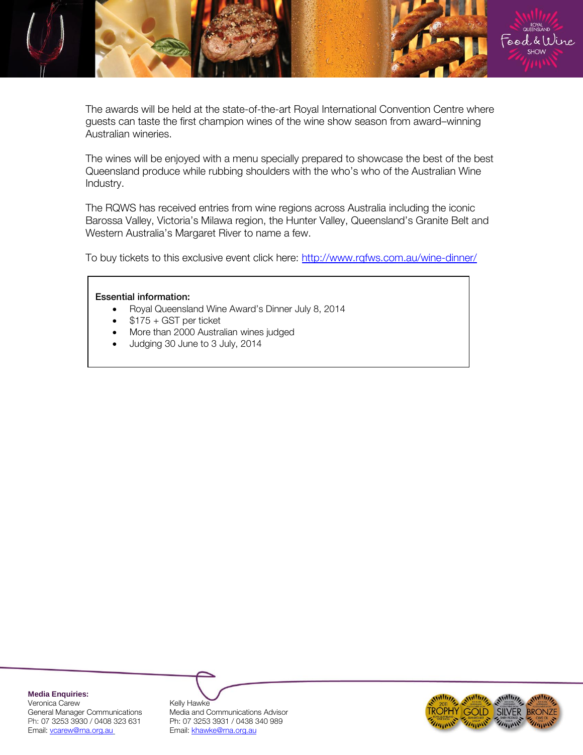The awards will be held at the state-of-the-art Royal International Convention Centre where guests can taste the first champion wines of the wine show season from award–winning Australian wineries.

The wines will be enjoyed with a menu specially prepared to showcase the best of the best Queensland produce while rubbing shoulders with the who's who of the Australian Wine Industry.

The RQWS has received entries from wine regions across Australia including the iconic Barossa Valley, Victoria's Milawa region, the Hunter Valley, Queensland's Granite Belt and Western Australia's Margaret River to name a few.

To buy tickets to this exclusive event click here: http://www.rqfws.com.au/wine-dinner/

**Essential information:**

- Royal Queensland Wine Award's Dinner July 8, 2014
- $175 + GST per ticket
- More than 2000 Australian wines judged
- Judging 30 June to 3 July, 2014

**Media Enquiries:**

Veronica Carew
General Manager Communications
Ph: 07 3253 3930 / 0408 323 631
Email: vcarew@rna.org.au

Kelly Hawke
Media and Communications Advisor
Ph: 07 3253 3931 / 0438 340 989
Email: khawke@rna.org.au